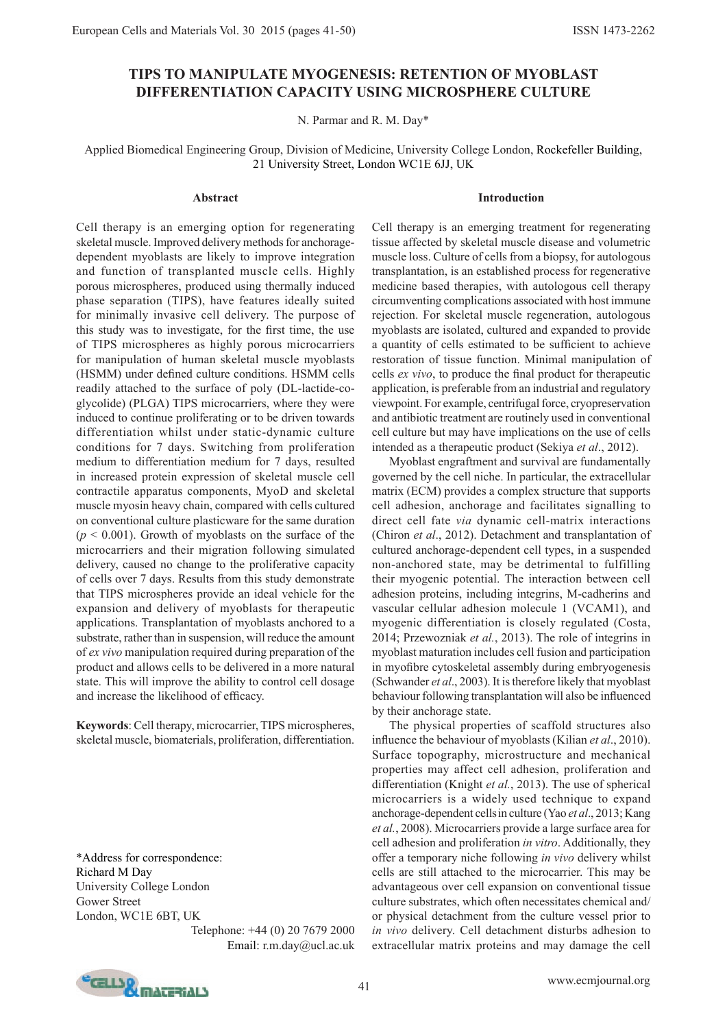# TIPS TO MANIPULATE MYOGENESIS: RETENTION OF MYOBLAST DIFFERENTIATION CAPACITY USING MICROSPHERE CULTURE

N. Parmar and R. M. Day*

Applied Biomedical Engineering Group, Division of Medicine, University College London, Rockefeller Building, 21 University Street, London WC1E 6JJ, UK

## Abstract

Cell therapy is an emerging option for regenerating skeletal muscle. Improved delivery methods for anchorage-dependent myoblasts are likely to improve integration and function of transplanted muscle cells. Highly porous microspheres, produced using thermally induced phase separation (TIPS), have features ideally suited for minimally invasive cell delivery. The purpose of this study was to investigate, for the first time, the use of TIPS microspheres as highly porous microcarriers for manipulation of human skeletal muscle myoblasts (HSMM) under defined culture conditions. HSMM cells readily attached to the surface of poly (DL-lactide-co-glycolide) (PLGA) TIPS microcarriers, where they were induced to continue proliferating or to be driven towards differentiation whilst under static-dynamic culture conditions for 7 days. Switching from proliferation medium to differentiation medium for 7 days, resulted in increased protein expression of skeletal muscle cell contractile apparatus components, MyoD and skeletal muscle myosin heavy chain, compared with cells cultured on conventional culture plasticware for the same duration ($p < 0.001$). Growth of myoblasts on the surface of the microcarriers and their migration following simulated delivery, caused no change to the proliferative capacity of cells over 7 days. Results from this study demonstrate that TIPS microspheres provide an ideal vehicle for the expansion and delivery of myoblasts for therapeutic applications. Transplantation of myoblasts anchored to a substrate, rather than in suspension, will reduce the amount of *ex vivo* manipulation required during preparation of the product and allows cells to be delivered in a more natural state. This will improve the ability to control cell dosage and increase the likelihood of efficacy.

**Keywords**: Cell therapy, microcarrier, TIPS microspheres, skeletal muscle, biomaterials, proliferation, differentiation.

*Address for correspondence:
Richard M Day
University College London
Gower Street
London, WC1E 6BT, UK
Telephone: +44 (0) 20 7679 2000
Email: r.m.day@ucl.ac.uk

## Introduction

Cell therapy is an emerging treatment for regenerating tissue affected by skeletal muscle disease and volumetric muscle loss. Culture of cells from a biopsy, for autologous transplantation, is an established process for regenerative medicine based therapies, with autologous cell therapy circumventing complications associated with host immune rejection. For skeletal muscle regeneration, autologous myoblasts are isolated, cultured and expanded to provide a quantity of cells estimated to be sufficient to achieve restoration of tissue function. Minimal manipulation of cells *ex vivo*, to produce the final product for therapeutic application, is preferable from an industrial and regulatory viewpoint. For example, centrifugal force, cryopreservation and antibiotic treatment are routinely used in conventional cell culture but may have implications on the use of cells intended as a therapeutic product (Sekiya *et al*., 2012).

Myoblast engraftment and survival are fundamentally governed by the cell niche. In particular, the extracellular matrix (ECM) provides a complex structure that supports cell adhesion, anchorage and facilitates signalling to direct cell fate *via* dynamic cell-matrix interactions (Chiron *et al*., 2012). Detachment and transplantation of cultured anchorage-dependent cell types, in a suspended non-anchored state, may be detrimental to fulfilling their myogenic potential. The interaction between cell adhesion proteins, including integrins, M-cadherins and vascular cellular adhesion molecule 1 (VCAM1), and myogenic differentiation is closely regulated (Costa, 2014; Przewozniak *et al.*, 2013). The role of integrins in myoblast maturation includes cell fusion and participation in myofibre cytoskeletal assembly during embryogenesis (Schwander *et al*., 2003). It is therefore likely that myoblast behaviour following transplantation will also be influenced by their anchorage state.

The physical properties of scaffold structures also influence the behaviour of myoblasts (Kilian *et al*., 2010). Surface topography, microstructure and mechanical properties may affect cell adhesion, proliferation and differentiation (Knight *et al.*, 2013). The use of spherical microcarriers is a widely used technique to expand anchorage-dependent cells in culture (Yao *et al*., 2013; Kang *et al.*, 2008). Microcarriers provide a large surface area for cell adhesion and proliferation *in vitro*. Additionally, they offer a temporary niche following *in vivo* delivery whilst cells are still attached to the microcarrier. This may be advantageous over cell expansion on conventional tissue culture substrates, which often necessitates chemical and/or physical detachment from the culture vessel prior to *in vivo* delivery. Cell detachment disturbs adhesion to extracellular matrix proteins and may damage the cell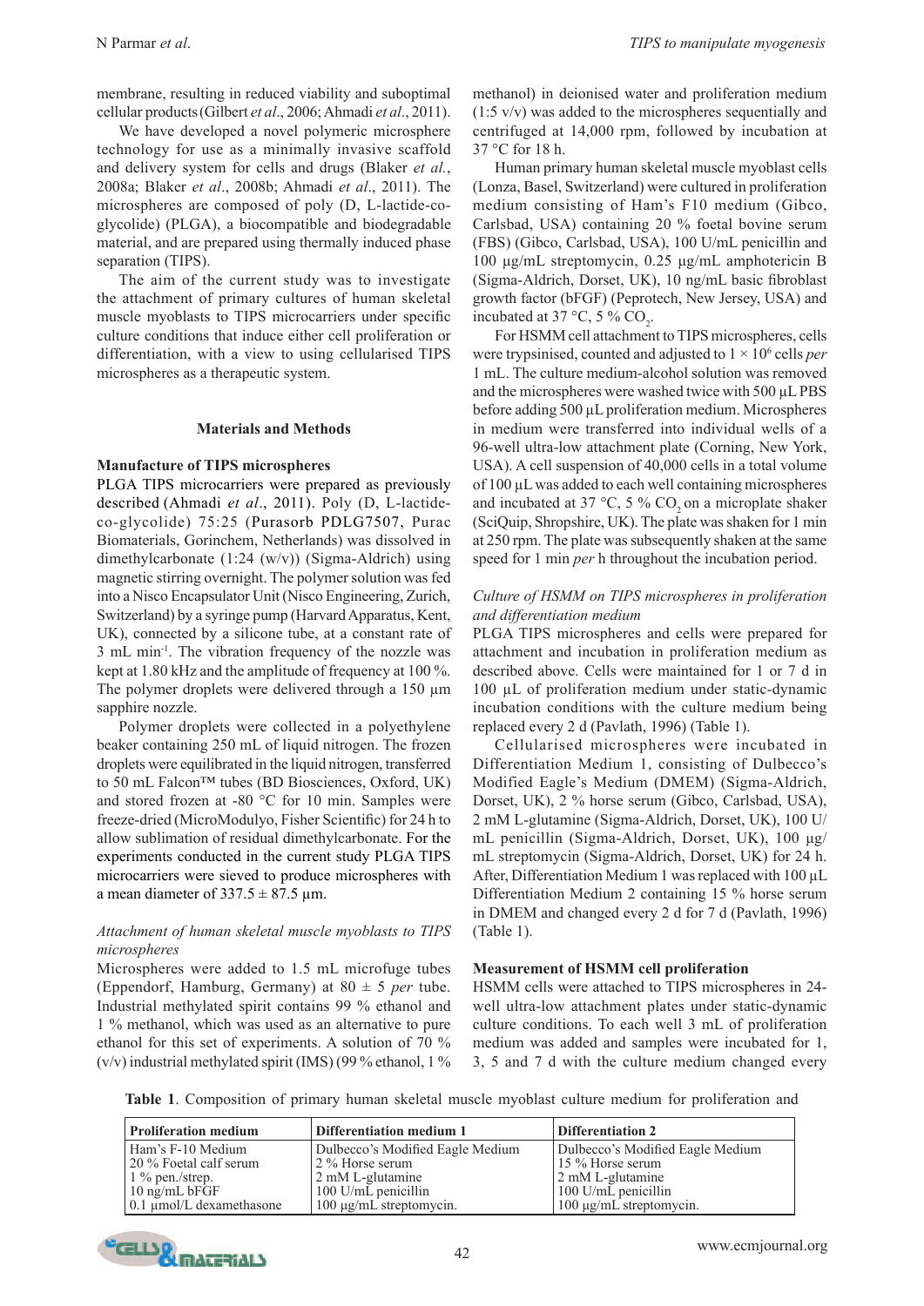membrane, resulting in reduced viability and suboptimal cellular products (Gilbert *et al*., 2006; Ahmadi *et al*., 2011).

We have developed a novel polymeric microsphere technology for use as a minimally invasive scaffold and delivery system for cells and drugs (Blaker *et al.*, 2008a; Blaker *et al*., 2008b; Ahmadi *et al*., 2011). The microspheres are composed of poly (D, L-lactide-co-glycolide) (PLGA), a biocompatible and biodegradable material, and are prepared using thermally induced phase separation (TIPS).

The aim of the current study was to investigate the attachment of primary cultures of human skeletal muscle myoblasts to TIPS microcarriers under specific culture conditions that induce either cell proliferation or differentiation, with a view to using cellularised TIPS microspheres as a therapeutic system.

## Materials and Methods

### Manufacture of TIPS microspheres

PLGA TIPS microcarriers were prepared as previously described (Ahmadi *et al*., 2011). Poly (D, L-lactide-co-glycolide) 75:25 (Purasorb PDLG7507, Purac Biomaterials, Gorinchem, Netherlands) was dissolved in dimethylcarbonate (1:24 (w/v)) (Sigma-Aldrich) using magnetic stirring overnight. The polymer solution was fed into a Nisco Encapsulator Unit (Nisco Engineering, Zurich, Switzerland) by a syringe pump (Harvard Apparatus, Kent, UK), connected by a silicone tube, at a constant rate of 3 mL min$^{-1}$. The vibration frequency of the nozzle was kept at 1.80 kHz and the amplitude of frequency at 100 %. The polymer droplets were delivered through a 150 µm sapphire nozzle.

Polymer droplets were collected in a polyethylene beaker containing 250 mL of liquid nitrogen. The frozen droplets were equilibrated in the liquid nitrogen, transferred to 50 mL Falcon™ tubes (BD Biosciences, Oxford, UK) and stored frozen at -80 °C for 10 min. Samples were freeze-dried (MicroModulyo, Fisher Scientific) for 24 h to allow sublimation of residual dimethylcarbonate. For the experiments conducted in the current study PLGA TIPS microcarriers were sieved to produce microspheres with a mean diameter of 337.5 ± 87.5 µm.

### *Attachment of human skeletal muscle myoblasts to TIPS microspheres*

Microspheres were added to 1.5 mL microfuge tubes (Eppendorf, Hamburg, Germany) at 80 ± 5 *per* tube. Industrial methylated spirit contains 99 % ethanol and 1 % methanol, which was used as an alternative to pure ethanol for this set of experiments. A solution of 70 % (v/v) industrial methylated spirit (IMS) (99 % ethanol, 1 % methanol) in deionised water and proliferation medium (1:5 v/v) was added to the microspheres sequentially and centrifuged at 14,000 rpm, followed by incubation at 37 °C for 18 h.

Human primary human skeletal muscle myoblast cells (Lonza, Basel, Switzerland) were cultured in proliferation medium consisting of Ham's F10 medium (Gibco, Carlsbad, USA) containing 20 % foetal bovine serum (FBS) (Gibco, Carlsbad, USA), 100 U/mL penicillin and 100 µg/mL streptomycin, 0.25 µg/mL amphotericin B (Sigma-Aldrich, Dorset, UK), 10 ng/mL basic fibroblast growth factor (bFGF) (Peprotech, New Jersey, USA) and incubated at 37 °C, 5 % $CO_2$.

For HSMM cell attachment to TIPS microspheres, cells were trypsinised, counted and adjusted to $1 \times 10^6$ cells *per* 1 mL. The culture medium-alcohol solution was removed and the microspheres were washed twice with 500 µL PBS before adding 500 µL proliferation medium. Microspheres in medium were transferred into individual wells of a 96-well ultra-low attachment plate (Corning, New York, USA). A cell suspension of 40,000 cells in a total volume of 100 µL was added to each well containing microspheres and incubated at 37 °C, 5 % $CO_2$ on a microplate shaker (SciQuip, Shropshire, UK). The plate was shaken for 1 min at 250 rpm. The plate was subsequently shaken at the same speed for 1 min *per* h throughout the incubation period.

### *Culture of HSMM on TIPS microspheres in proliferation and differentiation medium*

PLGA TIPS microspheres and cells were prepared for attachment and incubation in proliferation medium as described above. Cells were maintained for 1 or 7 d in 100 µL of proliferation medium under static-dynamic incubation conditions with the culture medium being replaced every 2 d (Pavlath, 1996) (Table 1).

Cellularised microspheres were incubated in Differentiation Medium 1, consisting of Dulbecco's Modified Eagle's Medium (DMEM) (Sigma-Aldrich, Dorset, UK), 2 % horse serum (Gibco, Carlsbad, USA), 2 mM L-glutamine (Sigma-Aldrich, Dorset, UK), 100 U/mL penicillin (Sigma-Aldrich, Dorset, UK), 100 µg/mL streptomycin (Sigma-Aldrich, Dorset, UK) for 24 h. After, Differentiation Medium 1 was replaced with 100 µL Differentiation Medium 2 containing 15 % horse serum in DMEM and changed every 2 d for 7 d (Pavlath, 1996) (Table 1).

### Measurement of HSMM cell proliferation

HSMM cells were attached to TIPS microspheres in 24-well ultra-low attachment plates under static-dynamic culture conditions. To each well 3 mL of proliferation medium was added and samples were incubated for 1, 3, 5 and 7 d with the culture medium changed every

**Table 1**. Composition of primary human skeletal muscle myoblast culture medium for proliferation and

| Proliferation medium | Differentiation medium 1 | Differentiation 2 |
|---|---|---|
| Ham's F-10 Medium | Dulbecco's Modified Eagle Medium | Dulbecco's Modified Eagle Medium |
| 20 % Foetal calf serum | 2 % Horse serum | 15 % Horse serum |
| 1 % pen./strep. | 2 mM L-glutamine | 2 mM L-glutamine |
| 10 ng/mL bFGF | 100 U/mL penicillin | 100 U/mL penicillin |
| 0.1 µmol/L dexamethasone | 100 µg/mL streptomycin. | 100 µg/mL streptomycin. |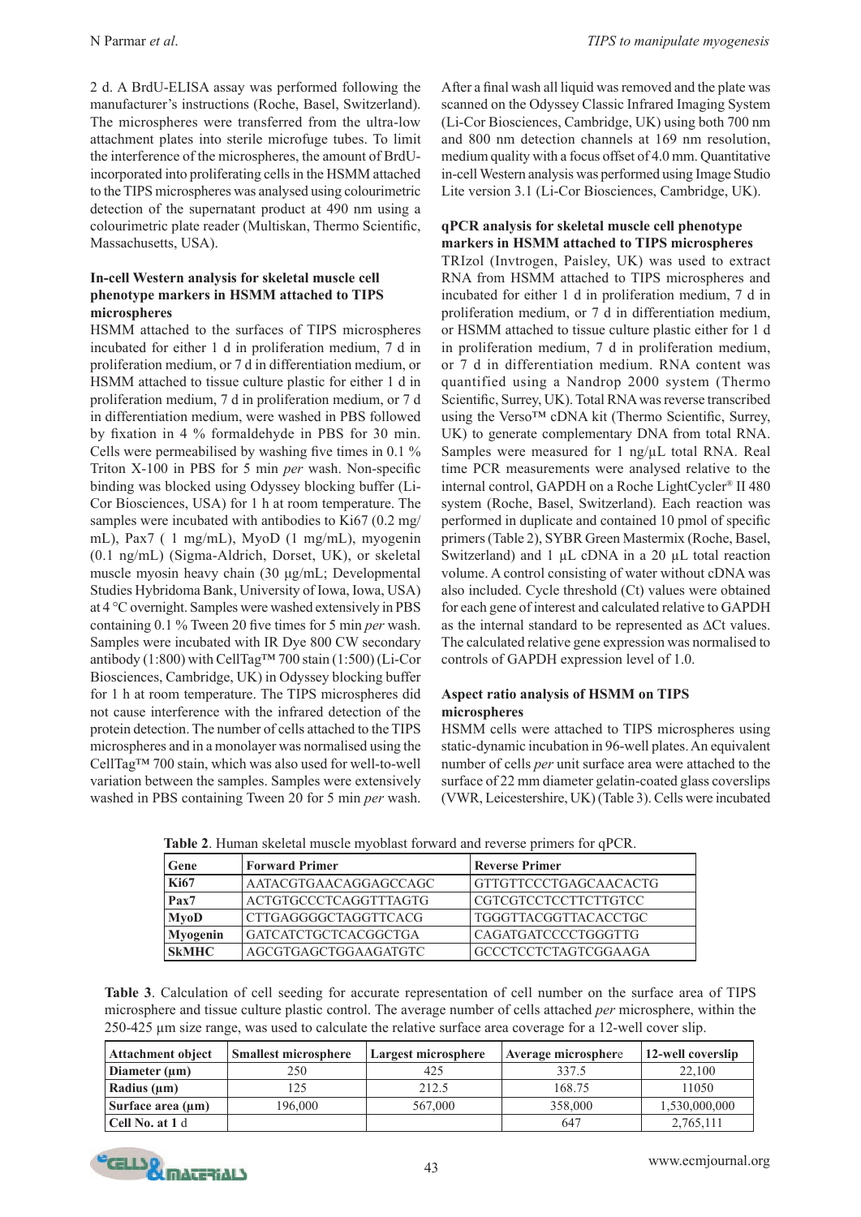2 d. A BrdU-ELISA assay was performed following the manufacturer's instructions (Roche, Basel, Switzerland). The microspheres were transferred from the ultra-low attachment plates into sterile microfuge tubes. To limit the interference of the microspheres, the amount of BrdU-incorporated into proliferating cells in the HSMM attached to the TIPS microspheres was analysed using colourimetric detection of the supernatant product at 490 nm using a colourimetric plate reader (Multiskan, Thermo Scientific, Massachusetts, USA).

### In-cell Western analysis for skeletal muscle cell phenotype markers in HSMM attached to TIPS microspheres

HSMM attached to the surfaces of TIPS microspheres incubated for either 1 d in proliferation medium, 7 d in proliferation medium, or 7 d in differentiation medium, or HSMM attached to tissue culture plastic for either 1 d in proliferation medium, 7 d in proliferation medium, or 7 d in differentiation medium, were washed in PBS followed by fixation in 4 % formaldehyde in PBS for 30 min. Cells were permeabilised by washing five times in 0.1 % Triton X-100 in PBS for 5 min *per* wash. Non-specific binding was blocked using Odyssey blocking buffer (Li-Cor Biosciences, USA) for 1 h at room temperature. The samples were incubated with antibodies to Ki67 (0.2 mg/mL), Pax7 ( 1 mg/mL), MyoD (1 mg/mL), myogenin (0.1 ng/mL) (Sigma-Aldrich, Dorset, UK), or skeletal muscle myosin heavy chain (30 μg/mL; Developmental Studies Hybridoma Bank, University of Iowa, Iowa, USA) at 4 °C overnight. Samples were washed extensively in PBS containing 0.1 % Tween 20 five times for 5 min *per* wash. Samples were incubated with IR Dye 800 CW secondary antibody (1:800) with CellTag™ 700 stain (1:500) (Li-Cor Biosciences, Cambridge, UK) in Odyssey blocking buffer for 1 h at room temperature. The TIPS microspheres did not cause interference with the infrared detection of the protein detection. The number of cells attached to the TIPS microspheres and in a monolayer was normalised using the CellTag™ 700 stain, which was also used for well-to-well variation between the samples. Samples were extensively washed in PBS containing Tween 20 for 5 min *per* wash. After a final wash all liquid was removed and the plate was scanned on the Odyssey Classic Infrared Imaging System (Li-Cor Biosciences, Cambridge, UK) using both 700 nm and 800 nm detection channels at 169 nm resolution, medium quality with a focus offset of 4.0 mm. Quantitative in-cell Western analysis was performed using Image Studio Lite version 3.1 (Li-Cor Biosciences, Cambridge, UK).

### qPCR analysis for skeletal muscle cell phenotype markers in HSMM attached to TIPS microspheres

TRIzol (Invtrogen, Paisley, UK) was used to extract RNA from HSMM attached to TIPS microspheres and incubated for either 1 d in proliferation medium, 7 d in proliferation medium, or 7 d in differentiation medium, or HSMM attached to tissue culture plastic either for 1 d in proliferation medium, 7 d in proliferation medium, or 7 d in differentiation medium. RNA content was quantified using a Nandrop 2000 system (Thermo Scientific, Surrey, UK). Total RNA was reverse transcribed using the Verso™ cDNA kit (Thermo Scientific, Surrey, UK) to generate complementary DNA from total RNA. Samples were measured for 1 ng/μL total RNA. Real time PCR measurements were analysed relative to the internal control, GAPDH on a Roche LightCycler® II 480 system (Roche, Basel, Switzerland). Each reaction was performed in duplicate and contained 10 pmol of specific primers (Table 2), SYBR Green Mastermix (Roche, Basel, Switzerland) and 1 μL cDNA in a 20 μL total reaction volume. A control consisting of water without cDNA was also included. Cycle threshold (Ct) values were obtained for each gene of interest and calculated relative to GAPDH as the internal standard to be represented as ΔCt values. The calculated relative gene expression was normalised to controls of GAPDH expression level of 1.0.

### Aspect ratio analysis of HSMM on TIPS microspheres

HSMM cells were attached to TIPS microspheres using static-dynamic incubation in 96-well plates. An equivalent number of cells *per* unit surface area were attached to the surface of 22 mm diameter gelatin-coated glass coverslips (VWR, Leicestershire, UK) (Table 3). Cells were incubated

**Table 2**. Human skeletal muscle myoblast forward and reverse primers for qPCR.

| Gene | Forward Primer | Reverse Primer |
|---|---|---|
| **Ki67** | AATACGTGAACAGGAGCCAGC | GTTGTTCCCTGAGCAACACTG |
| **Pax7** | ACTGTGCCCTCAGGTTTAGTG | CGTCGTCCTCCTTCTTGTCC |
| **MyoD** | CTTGAGGGGCTAGGTTCACG | TGGGTTACGGTTACACCTGC |
| **Myogenin** | GATCATCTGCTCACGGCTGA | CAGATGATCCCCTGGGTTG |
| **SkMHC** | AGCGTGAGCTGGAAGATGTC | GCCCTCCTCTAGTCGGAAGA |

**Table 3**. Calculation of cell seeding for accurate representation of cell number on the surface area of TIPS microsphere and tissue culture plastic control. The average number of cells attached *per* microsphere, within the 250-425 μm size range, was used to calculate the relative surface area coverage for a 12-well cover slip.

| Attachment object | Smallest microsphere | Largest microsphere | Average microsphere | 12-well coverslip |
|---|---|---|---|---|
| **Diameter (μm)** | 250 | 425 | 337.5 | 22,100 |
| **Radius (μm)** | 125 | 212.5 | 168.75 | 11050 |
| **Surface area (μm)** | 196,000 | 567,000 | 358,000 | 1,530,000,000 |
| **Cell No. at 1 d** | | | 647 | 2,765,111 |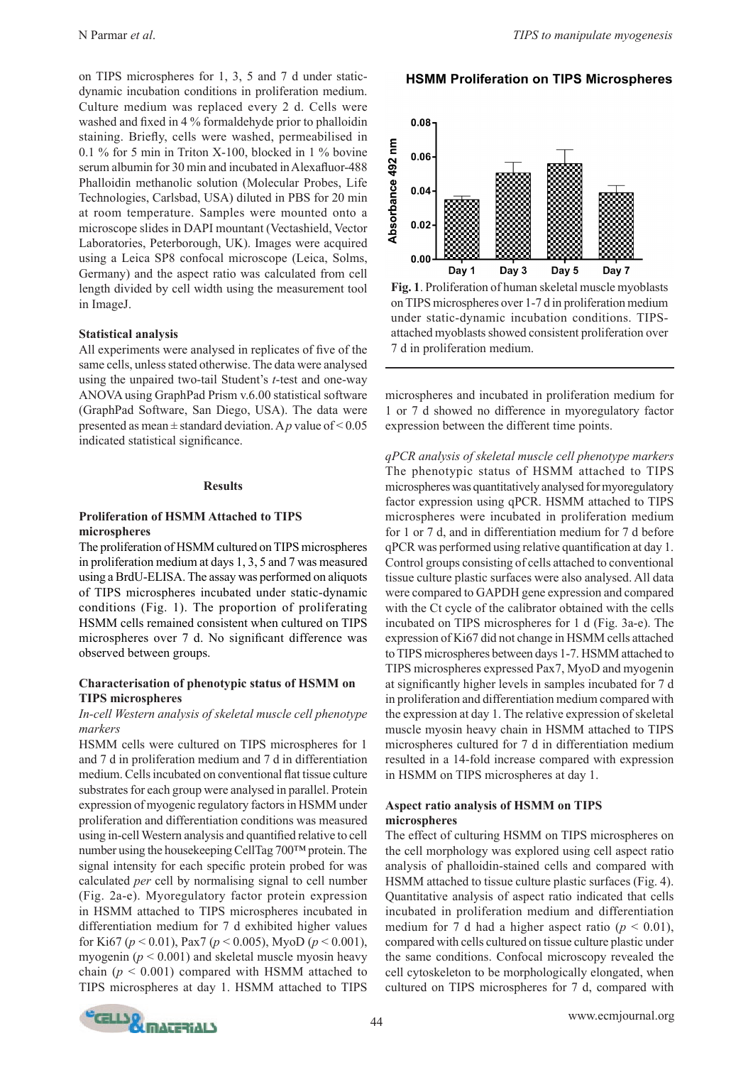on TIPS microspheres for 1, 3, 5 and 7 d under static-dynamic incubation conditions in proliferation medium. Culture medium was replaced every 2 d. Cells were washed and fixed in 4 % formaldehyde prior to phalloidin staining. Briefly, cells were washed, permeabilised in 0.1 % for 5 min in Triton X-100, blocked in 1 % bovine serum albumin for 30 min and incubated in Alexafluor-488 Phalloidin methanolic solution (Molecular Probes, Life Technologies, Carlsbad, USA) diluted in PBS for 20 min at room temperature. Samples were mounted onto a microscope slides in DAPI mountant (Vectashield, Vector Laboratories, Peterborough, UK). Images were acquired using a Leica SP8 confocal microscope (Leica, Solms, Germany) and the aspect ratio was calculated from cell length divided by cell width using the measurement tool in ImageJ.

**Statistical analysis**

All experiments were analysed in replicates of five of the same cells, unless stated otherwise. The data were analysed using the unpaired two-tail Student's *t*-test and one-way ANOVA using GraphPad Prism v.6.00 statistical software (GraphPad Software, San Diego, USA). The data were presented as mean ± standard deviation. A $p$ value of $< 0.05$ indicated statistical significance.

## Results

**Proliferation of HSMM Attached to TIPS microspheres**

The proliferation of HSMM cultured on TIPS microspheres in proliferation medium at days 1, 3, 5 and 7 was measured using a BrdU-ELISA. The assay was performed on aliquots of TIPS microspheres incubated under static-dynamic conditions (Fig. 1). The proportion of proliferating HSMM cells remained consistent when cultured on TIPS microspheres over 7 d. No significant difference was observed between groups.

**Characterisation of phenotypic status of HSMM on TIPS microspheres**

*In-cell Western analysis of skeletal muscle cell phenotype markers*

HSMM cells were cultured on TIPS microspheres for 1 and 7 d in proliferation medium and 7 d in differentiation medium. Cells incubated on conventional flat tissue culture substrates for each group were analysed in parallel. Protein expression of myogenic regulatory factors in HSMM under proliferation and differentiation conditions was measured using in-cell Western analysis and quantified relative to cell number using the housekeeping CellTag 700™ protein. The signal intensity for each specific protein probed for was calculated *per* cell by normalising signal to cell number (Fig. 2a-e). Myoregulatory factor protein expression in HSMM attached to TIPS microspheres incubated in differentiation medium for 7 d exhibited higher values for Ki67 ($p < 0.01$), Pax7 ($p < 0.005$), MyoD ($p < 0.001$), myogenin ($p < 0.001$) and skeletal muscle myosin heavy chain ($p < 0.001$) compared with HSMM attached to TIPS microspheres at day 1. HSMM attached to TIPS microspheres and incubated in proliferation medium for 1 or 7 d showed no difference in myoregulatory factor expression between the different time points.

**HSMM Proliferation on TIPS Microspheres**

| | Day 1 | Day 3 | Day 5 | Day 7 |
|---|---|---|---|---|
| Absorbance 492 nm | ~0.035 | ~0.051 | ~0.056 | ~0.039 |

**Fig. 1**. Proliferation of human skeletal muscle myoblasts on TIPS microspheres over 1-7 d in proliferation medium under static-dynamic incubation conditions. TIPS-attached myoblasts showed consistent proliferation over 7 d in proliferation medium.

*qPCR analysis of skeletal muscle cell phenotype markers*

The phenotypic status of HSMM attached to TIPS microspheres was quantitatively analysed for myoregulatory factor expression using qPCR. HSMM attached to TIPS microspheres were incubated in proliferation medium for 1 or 7 d, and in differentiation medium for 7 d before qPCR was performed using relative quantification at day 1. Control groups consisting of cells attached to conventional tissue culture plastic surfaces were also analysed. All data were compared to GAPDH gene expression and compared with the Ct cycle of the calibrator obtained with the cells incubated on TIPS microspheres for 1 d (Fig. 3a-e). The expression of Ki67 did not change in HSMM cells attached to TIPS microspheres between days 1-7. HSMM attached to TIPS microspheres expressed Pax7, MyoD and myogenin at significantly higher levels in samples incubated for 7 d in proliferation and differentiation medium compared with the expression at day 1. The relative expression of skeletal muscle myosin heavy chain in HSMM attached to TIPS microspheres cultured for 7 d in differentiation medium resulted in a 14-fold increase compared with expression in HSMM on TIPS microspheres at day 1.

**Aspect ratio analysis of HSMM on TIPS microspheres**

The effect of culturing HSMM on TIPS microspheres on the cell morphology was explored using cell aspect ratio analysis of phalloidin-stained cells and compared with HSMM attached to tissue culture plastic surfaces (Fig. 4). Quantitative analysis of aspect ratio indicated that cells incubated in proliferation medium and differentiation medium for 7 d had a higher aspect ratio ($p < 0.01$), compared with cells cultured on tissue culture plastic under the same conditions. Confocal microscopy revealed the cell cytoskeleton to be morphologically elongated, when cultured on TIPS microspheres for 7 d, compared with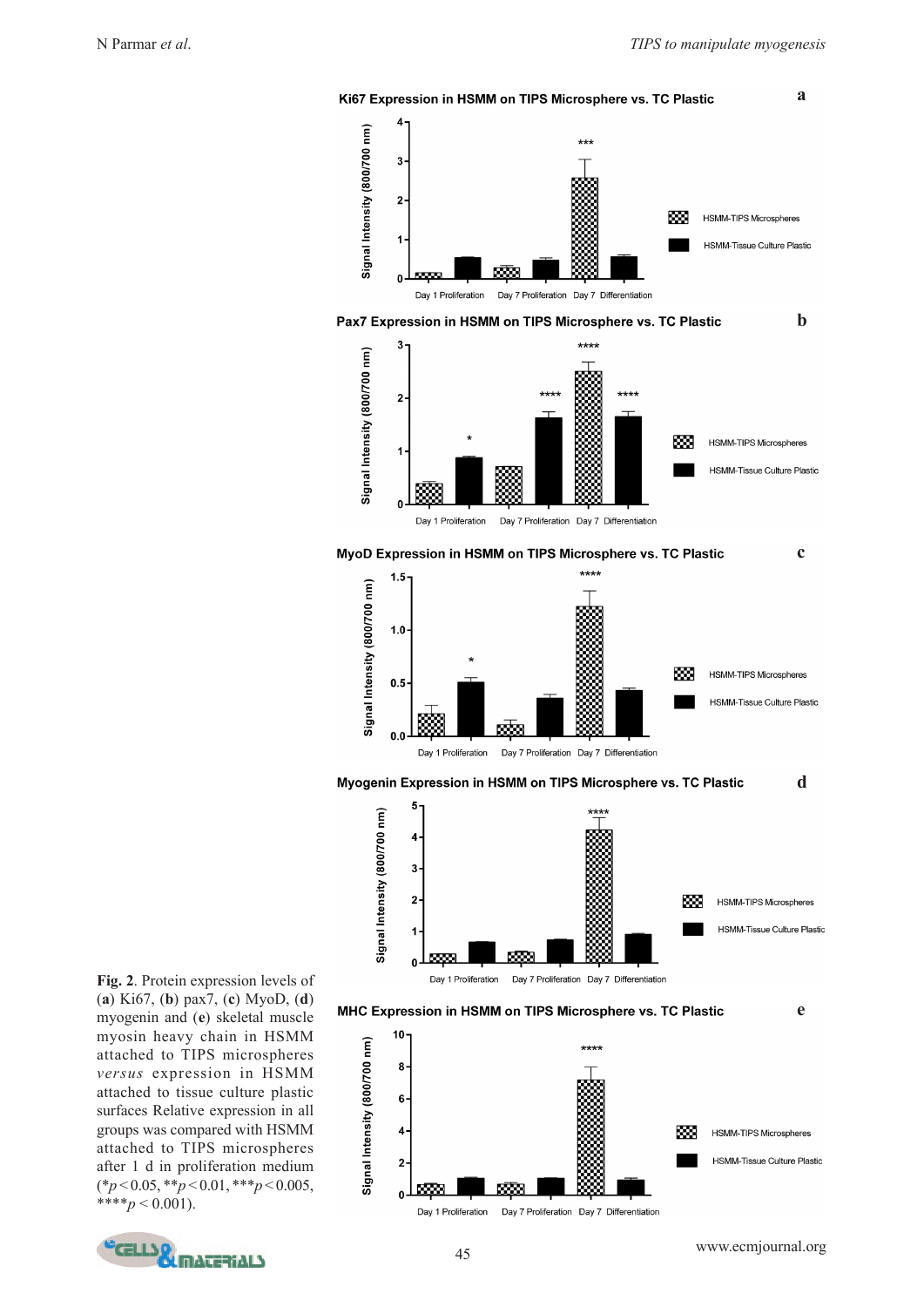**Fig. 2**. Protein expression levels of (**a**) Ki67, (**b**) pax7, (**c**) MyoD, (**d**) myogenin and (**e**) skeletal muscle myosin heavy chain in HSMM attached to TIPS microspheres *versus* expression in HSMM attached to tissue culture plastic surfaces Relative expression in all groups was compared with HSMM attached to TIPS microspheres after 1 d in proliferation medium (* $p < 0.05$, ** $p < 0.01$, *** $p < 0.005$, **** $p < 0.001$).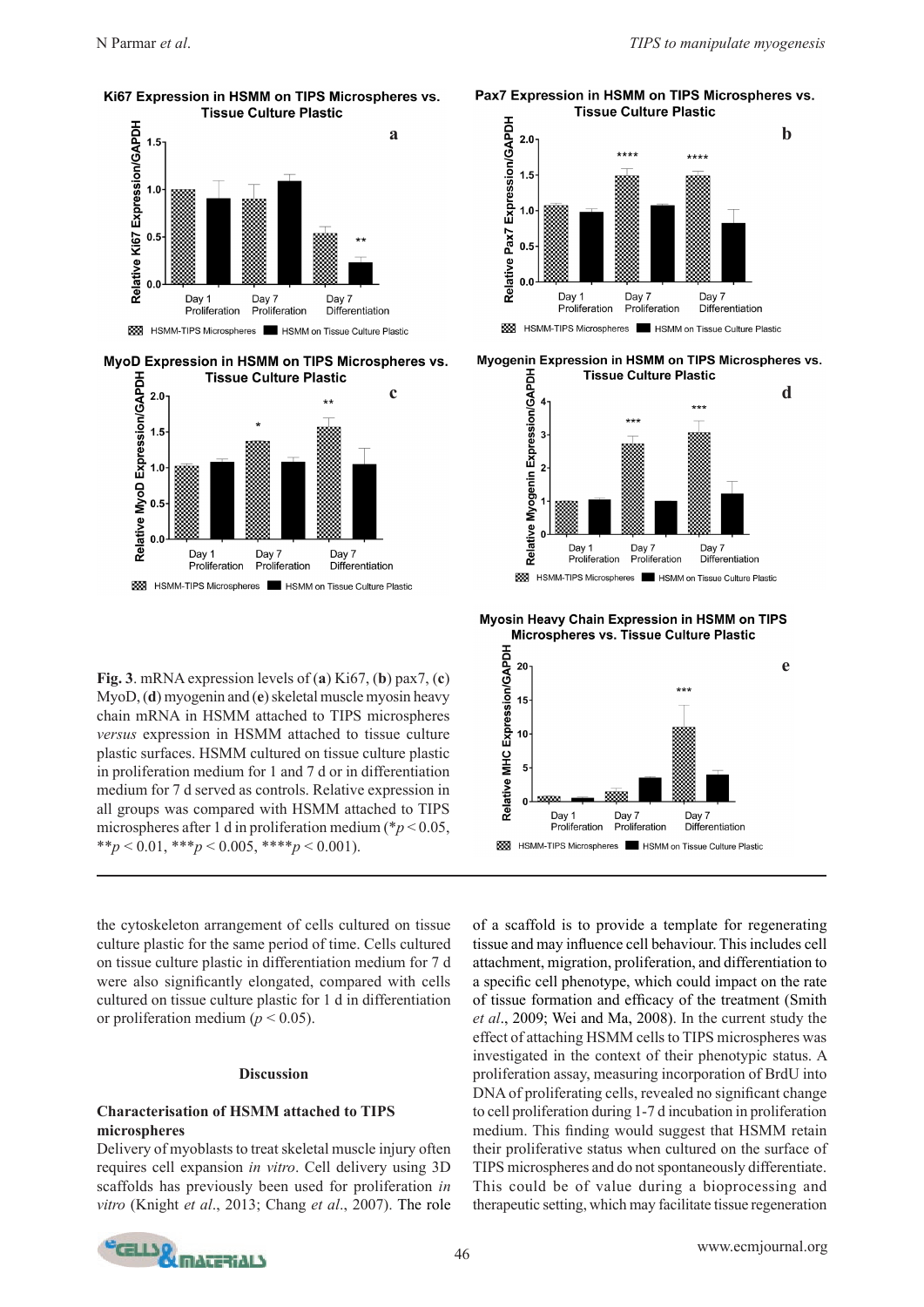Ki67 Expression in HSMM on TIPS Microspheres vs. Tissue Culture Plastic

Pax7 Expression in HSMM on TIPS Microspheres vs. Tissue Culture Plastic

MyoD Expression in HSMM on TIPS Microspheres vs. Tissue Culture Plastic

Myogenin Expression in HSMM on TIPS Microspheres vs. Tissue Culture Plastic

Myosin Heavy Chain Expression in HSMM on TIPS Microspheres vs. Tissue Culture Plastic

**Fig. 3**. mRNA expression levels of (**a**) Ki67, (**b**) pax7, (**c**) MyoD, (**d**) myogenin and (**e**) skeletal muscle myosin heavy chain mRNA in HSMM attached to TIPS microspheres *versus* expression in HSMM attached to tissue culture plastic surfaces. HSMM cultured on tissue culture plastic in proliferation medium for 1 and 7 d or in differentiation medium for 7 d served as controls. Relative expression in all groups was compared with HSMM attached to TIPS microspheres after 1 d in proliferation medium (\*$p < 0.05$, \*\*$p < 0.01$, \*\*\*$p < 0.005$, \*\*\*\*$p < 0.001$).

the cytoskeleton arrangement of cells cultured on tissue culture plastic for the same period of time. Cells cultured on tissue culture plastic in differentiation medium for 7 d were also significantly elongated, compared with cells cultured on tissue culture plastic for 1 d in differentiation or proliferation medium ($p < 0.05$).

## Discussion

### Characterisation of HSMM attached to TIPS microspheres

Delivery of myoblasts to treat skeletal muscle injury often requires cell expansion *in vitro*. Cell delivery using 3D scaffolds has previously been used for proliferation *in vitro* (Knight *et al*., 2013; Chang *et al*., 2007). The role of a scaffold is to provide a template for regenerating tissue and may influence cell behaviour. This includes cell attachment, migration, proliferation, and differentiation to a specific cell phenotype, which could impact on the rate of tissue formation and efficacy of the treatment (Smith *et al*., 2009; Wei and Ma, 2008). In the current study the effect of attaching HSMM cells to TIPS microspheres was investigated in the context of their phenotypic status. A proliferation assay, measuring incorporation of BrdU into DNA of proliferating cells, revealed no significant change to cell proliferation during 1-7 d incubation in proliferation medium. This finding would suggest that HSMM retain their proliferative status when cultured on the surface of TIPS microspheres and do not spontaneously differentiate. This could be of value during a bioprocessing and therapeutic setting, which may facilitate tissue regeneration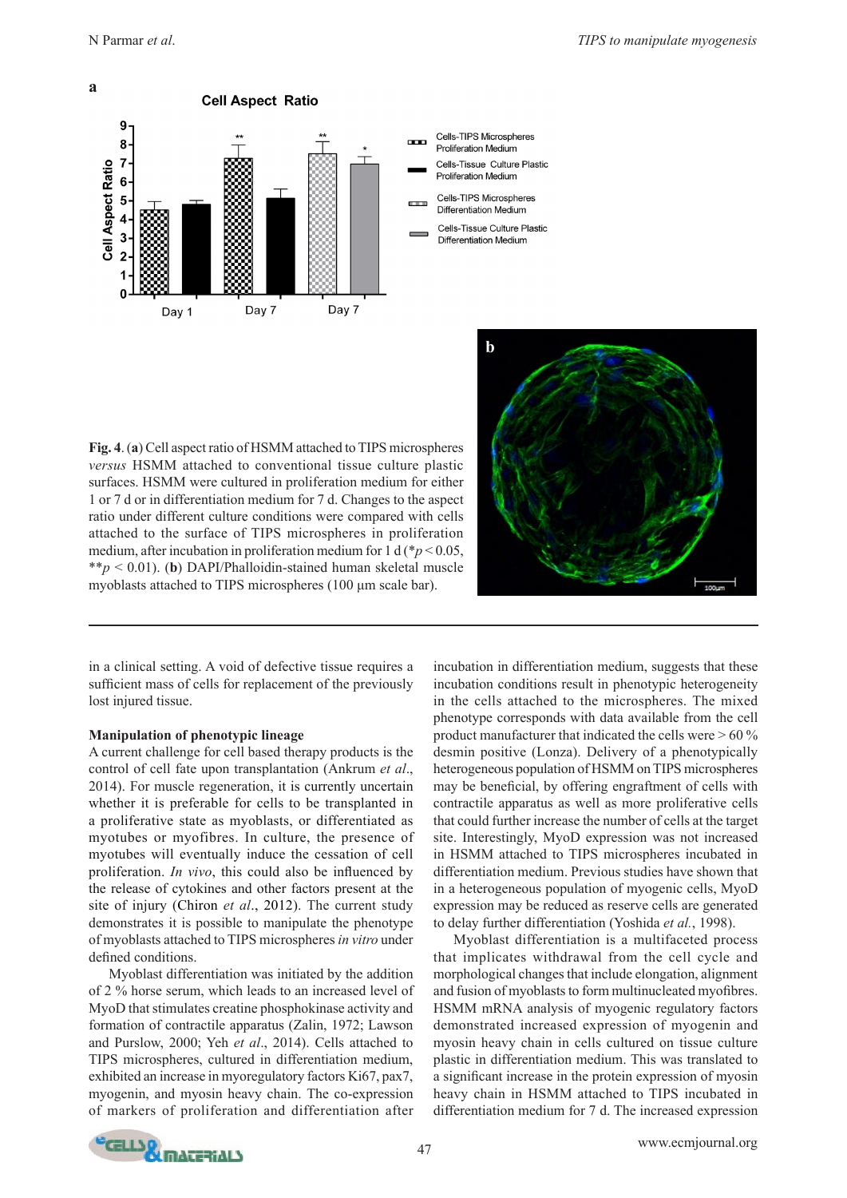**Fig. 4**. (**a**) Cell aspect ratio of HSMM attached to TIPS microspheres *versus* HSMM attached to conventional tissue culture plastic surfaces. HSMM were cultured in proliferation medium for either 1 or 7 d or in differentiation medium for 7 d. Changes to the aspect ratio under different culture conditions were compared with cells attached to the surface of TIPS microspheres in proliferation medium, after incubation in proliferation medium for 1 d (* $p < 0.05$, ** $p < 0.01$). (**b**) DAPI/Phalloidin-stained human skeletal muscle myoblasts attached to TIPS microspheres (100 µm scale bar).

in a clinical setting. A void of defective tissue requires a sufficient mass of cells for replacement of the previously lost injured tissue.

**Manipulation of phenotypic lineage**

A current challenge for cell based therapy products is the control of cell fate upon transplantation (Ankrum *et al*., 2014). For muscle regeneration, it is currently uncertain whether it is preferable for cells to be transplanted in a proliferative state as myoblasts, or differentiated as myotubes or myofibres. In culture, the presence of myotubes will eventually induce the cessation of cell proliferation. *In vivo*, this could also be influenced by the release of cytokines and other factors present at the site of injury (Chiron *et al*., 2012). The current study demonstrates it is possible to manipulate the phenotype of myoblasts attached to TIPS microspheres *in vitro* under defined conditions.

Myoblast differentiation was initiated by the addition of 2 % horse serum, which leads to an increased level of MyoD that stimulates creatine phosphokinase activity and formation of contractile apparatus (Zalin, 1972; Lawson and Purslow, 2000; Yeh *et al*., 2014). Cells attached to TIPS microspheres, cultured in differentiation medium, exhibited an increase in myoregulatory factors Ki67, pax7, myogenin, and myosin heavy chain. The co-expression of markers of proliferation and differentiation after incubation in differentiation medium, suggests that these incubation conditions result in phenotypic heterogeneity in the cells attached to the microspheres. The mixed phenotype corresponds with data available from the cell product manufacturer that indicated the cells were > 60 % desmin positive (Lonza). Delivery of a phenotypically heterogeneous population of HSMM on TIPS microspheres may be beneficial, by offering engraftment of cells with contractile apparatus as well as more proliferative cells that could further increase the number of cells at the target site. Interestingly, MyoD expression was not increased in HSMM attached to TIPS microspheres incubated in differentiation medium. Previous studies have shown that in a heterogeneous population of myogenic cells, MyoD expression may be reduced as reserve cells are generated to delay further differentiation (Yoshida *et al.*, 1998).

Myoblast differentiation is a multifaceted process that implicates withdrawal from the cell cycle and morphological changes that include elongation, alignment and fusion of myoblasts to form multinucleated myofibres. HSMM mRNA analysis of myogenic regulatory factors demonstrated increased expression of myogenin and myosin heavy chain in cells cultured on tissue culture plastic in differentiation medium. This was translated to a significant increase in the protein expression of myosin heavy chain in HSMM attached to TIPS incubated in differentiation medium for 7 d. The increased expression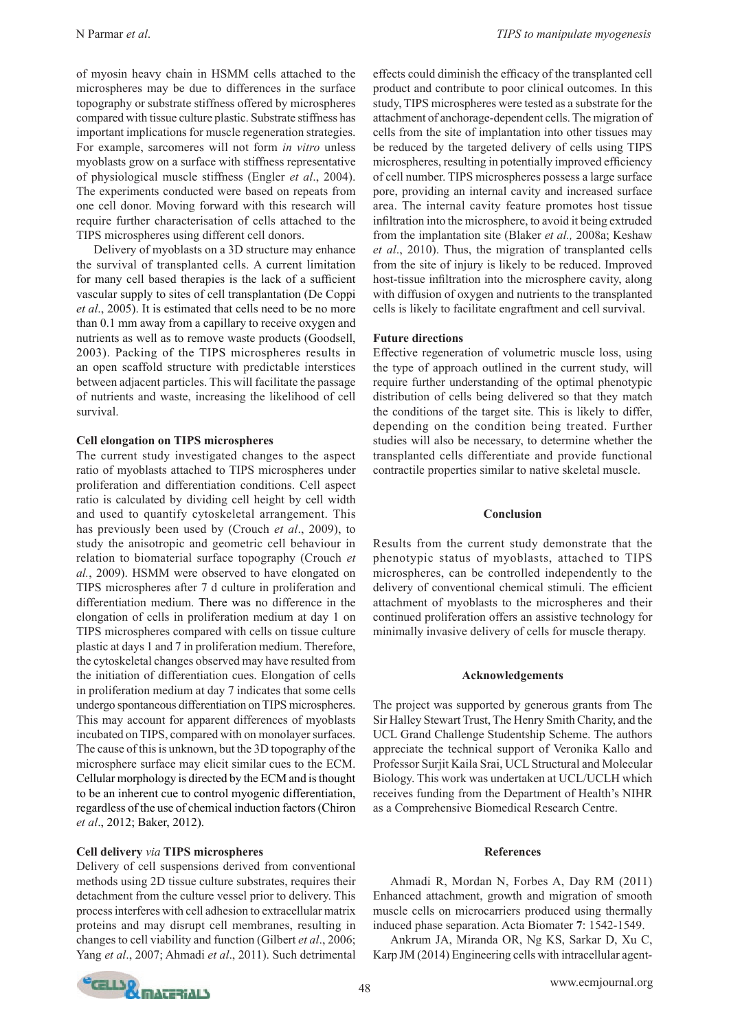of myosin heavy chain in HSMM cells attached to the microspheres may be due to differences in the surface topography or substrate stiffness offered by microspheres compared with tissue culture plastic. Substrate stiffness has important implications for muscle regeneration strategies. For example, sarcomeres will not form *in vitro* unless myoblasts grow on a surface with stiffness representative of physiological muscle stiffness (Engler *et al*., 2004). The experiments conducted were based on repeats from one cell donor. Moving forward with this research will require further characterisation of cells attached to the TIPS microspheres using different cell donors.

Delivery of myoblasts on a 3D structure may enhance the survival of transplanted cells. A current limitation for many cell based therapies is the lack of a sufficient vascular supply to sites of cell transplantation (De Coppi *et al*., 2005). It is estimated that cells need to be no more than 0.1 mm away from a capillary to receive oxygen and nutrients as well as to remove waste products (Goodsell, 2003). Packing of the TIPS microspheres results in an open scaffold structure with predictable interstices between adjacent particles. This will facilitate the passage of nutrients and waste, increasing the likelihood of cell survival.

### Cell elongation on TIPS microspheres

The current study investigated changes to the aspect ratio of myoblasts attached to TIPS microspheres under proliferation and differentiation conditions. Cell aspect ratio is calculated by dividing cell height by cell width and used to quantify cytoskeletal arrangement. This has previously been used by (Crouch *et al*., 2009), to study the anisotropic and geometric cell behaviour in relation to biomaterial surface topography (Crouch *et al.*, 2009). HSMM were observed to have elongated on TIPS microspheres after 7 d culture in proliferation and differentiation medium. There was no difference in the elongation of cells in proliferation medium at day 1 on TIPS microspheres compared with cells on tissue culture plastic at days 1 and 7 in proliferation medium. Therefore, the cytoskeletal changes observed may have resulted from the initiation of differentiation cues. Elongation of cells in proliferation medium at day 7 indicates that some cells undergo spontaneous differentiation on TIPS microspheres. This may account for apparent differences of myoblasts incubated on TIPS, compared with on monolayer surfaces. The cause of this is unknown, but the 3D topography of the microsphere surface may elicit similar cues to the ECM. Cellular morphology is directed by the ECM and is thought to be an inherent cue to control myogenic differentiation, regardless of the use of chemical induction factors (Chiron *et al*., 2012; Baker, 2012).

### Cell delivery *via* TIPS microspheres

Delivery of cell suspensions derived from conventional methods using 2D tissue culture substrates, requires their detachment from the culture vessel prior to delivery. This process interferes with cell adhesion to extracellular matrix proteins and may disrupt cell membranes, resulting in changes to cell viability and function (Gilbert *et al*., 2006; Yang *et al*., 2007; Ahmadi *et al*., 2011). Such detrimental effects could diminish the efficacy of the transplanted cell product and contribute to poor clinical outcomes. In this study, TIPS microspheres were tested as a substrate for the attachment of anchorage-dependent cells. The migration of cells from the site of implantation into other tissues may be reduced by the targeted delivery of cells using TIPS microspheres, resulting in potentially improved efficiency of cell number. TIPS microspheres possess a large surface pore, providing an internal cavity and increased surface area. The internal cavity feature promotes host tissue infiltration into the microsphere, to avoid it being extruded from the implantation site (Blaker *et al.,* 2008a; Keshaw *et al*., 2010). Thus, the migration of transplanted cells from the site of injury is likely to be reduced. Improved host-tissue infiltration into the microsphere cavity, along with diffusion of oxygen and nutrients to the transplanted cells is likely to facilitate engraftment and cell survival.

### Future directions

Effective regeneration of volumetric muscle loss, using the type of approach outlined in the current study, will require further understanding of the optimal phenotypic distribution of cells being delivered so that they match the conditions of the target site. This is likely to differ, depending on the condition being treated. Further studies will also be necessary, to determine whether the transplanted cells differentiate and provide functional contractile properties similar to native skeletal muscle.

## Conclusion

Results from the current study demonstrate that the phenotypic status of myoblasts, attached to TIPS microspheres, can be controlled independently to the delivery of conventional chemical stimuli. The efficient attachment of myoblasts to the microspheres and their continued proliferation offers an assistive technology for minimally invasive delivery of cells for muscle therapy.

## Acknowledgements

The project was supported by generous grants from The Sir Halley Stewart Trust, The Henry Smith Charity, and the UCL Grand Challenge Studentship Scheme. The authors appreciate the technical support of Veronika Kallo and Professor Surjit Kaila Srai, UCL Structural and Molecular Biology. This work was undertaken at UCL/UCLH which receives funding from the Department of Health's NIHR as a Comprehensive Biomedical Research Centre.

## References

Ahmadi R, Mordan N, Forbes A, Day RM (2011) Enhanced attachment, growth and migration of smooth muscle cells on microcarriers produced using thermally induced phase separation. Acta Biomater **7**: 1542-1549.

Ankrum JA, Miranda OR, Ng KS, Sarkar D, Xu C, Karp JM (2014) Engineering cells with intracellular agent-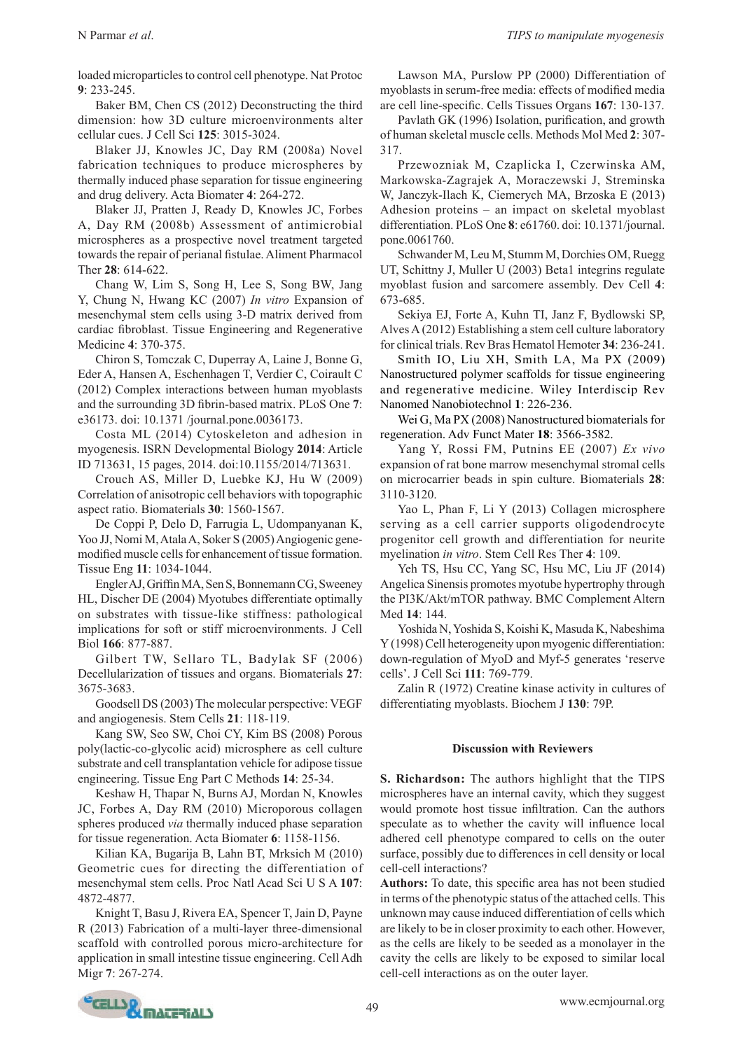loaded microparticles to control cell phenotype. Nat Protoc **9**: 233-245.

Baker BM, Chen CS (2012) Deconstructing the third dimension: how 3D culture microenvironments alter cellular cues. J Cell Sci **125**: 3015-3024.

Blaker JJ, Knowles JC, Day RM (2008a) Novel fabrication techniques to produce microspheres by thermally induced phase separation for tissue engineering and drug delivery. Acta Biomater **4**: 264-272.

Blaker JJ, Pratten J, Ready D, Knowles JC, Forbes A, Day RM (2008b) Assessment of antimicrobial microspheres as a prospective novel treatment targeted towards the repair of perianal fistulae. Aliment Pharmacol Ther **28**: 614-622.

Chang W, Lim S, Song H, Lee S, Song BW, Jang Y, Chung N, Hwang KC (2007) *In vitro* Expansion of mesenchymal stem cells using 3-D matrix derived from cardiac fibroblast. Tissue Engineering and Regenerative Medicine **4**: 370-375.

Chiron S, Tomczak C, Duperray A, Laine J, Bonne G, Eder A, Hansen A, Eschenhagen T, Verdier C, Coirault C (2012) Complex interactions between human myoblasts and the surrounding 3D fibrin-based matrix. PLoS One **7**: e36173. doi: 10.1371 /journal.pone.0036173.

Costa ML (2014) Cytoskeleton and adhesion in myogenesis. ISRN Developmental Biology **2014**: Article ID 713631, 15 pages, 2014. doi:10.1155/2014/713631.

Crouch AS, Miller D, Luebke KJ, Hu W (2009) Correlation of anisotropic cell behaviors with topographic aspect ratio. Biomaterials **30**: 1560-1567.

De Coppi P, Delo D, Farrugia L, Udompanyanan K, Yoo JJ, Nomi M, Atala A, Soker S (2005) Angiogenic gene-modified muscle cells for enhancement of tissue formation. Tissue Eng **11**: 1034-1044.

Engler AJ, Griffin MA, Sen S, Bonnemann CG, Sweeney HL, Discher DE (2004) Myotubes differentiate optimally on substrates with tissue-like stiffness: pathological implications for soft or stiff microenvironments. J Cell Biol **166**: 877-887.

Gilbert TW, Sellaro TL, Badylak SF (2006) Decellularization of tissues and organs. Biomaterials **27**: 3675-3683.

Goodsell DS (2003) The molecular perspective: VEGF and angiogenesis. Stem Cells **21**: 118-119.

Kang SW, Seo SW, Choi CY, Kim BS (2008) Porous poly(lactic-co-glycolic acid) microsphere as cell culture substrate and cell transplantation vehicle for adipose tissue engineering. Tissue Eng Part C Methods **14**: 25-34.

Keshaw H, Thapar N, Burns AJ, Mordan N, Knowles JC, Forbes A, Day RM (2010) Microporous collagen spheres produced *via* thermally induced phase separation for tissue regeneration. Acta Biomater **6**: 1158-1156.

Kilian KA, Bugarija B, Lahn BT, Mrksich M (2010) Geometric cues for directing the differentiation of mesenchymal stem cells. Proc Natl Acad Sci U S A **107**: 4872-4877.

Knight T, Basu J, Rivera EA, Spencer T, Jain D, Payne R (2013) Fabrication of a multi-layer three-dimensional scaffold with controlled porous micro-architecture for application in small intestine tissue engineering. Cell Adh Migr **7**: 267-274.

Lawson MA, Purslow PP (2000) Differentiation of myoblasts in serum-free media: effects of modified media are cell line-specific. Cells Tissues Organs **167**: 130-137.

Pavlath GK (1996) Isolation, purification, and growth of human skeletal muscle cells. Methods Mol Med **2**: 307-317.

Przewozniak M, Czaplicka I, Czerwinska AM, Markowska-Zagrajek A, Moraczewski J, Streminska W, Janczyk-Ilach K, Ciemerych MA, Brzoska E (2013) Adhesion proteins – an impact on skeletal myoblast differentiation. PLoS One **8**: e61760. doi: 10.1371/journal.pone.0061760.

Schwander M, Leu M, Stumm M, Dorchies OM, Ruegg UT, Schittny J, Muller U (2003) Beta1 integrins regulate myoblast fusion and sarcomere assembly. Dev Cell **4**: 673-685.

Sekiya EJ, Forte A, Kuhn TI, Janz F, Bydlowski SP, Alves A (2012) Establishing a stem cell culture laboratory for clinical trials. Rev Bras Hematol Hemoter **34**: 236-241.

Smith IO, Liu XH, Smith LA, Ma PX (2009) Nanostructured polymer scaffolds for tissue engineering and regenerative medicine. Wiley Interdiscip Rev Nanomed Nanobiotechnol **1**: 226-236.

Wei G, Ma PX (2008) Nanostructured biomaterials for regeneration. Adv Funct Mater **18**: 3566-3582.

Yang Y, Rossi FM, Putnins EE (2007) *Ex vivo* expansion of rat bone marrow mesenchymal stromal cells on microcarrier beads in spin culture. Biomaterials **28**: 3110-3120.

Yao L, Phan F, Li Y (2013) Collagen microsphere serving as a cell carrier supports oligodendrocyte progenitor cell growth and differentiation for neurite myelination *in vitro*. Stem Cell Res Ther **4**: 109.

Yeh TS, Hsu CC, Yang SC, Hsu MC, Liu JF (2014) Angelica Sinensis promotes myotube hypertrophy through the PI3K/Akt/mTOR pathway. BMC Complement Altern Med **14**: 144.

Yoshida N, Yoshida S, Koishi K, Masuda K, Nabeshima Y (1998) Cell heterogeneity upon myogenic differentiation: down-regulation of MyoD and Myf-5 generates 'reserve cells'. J Cell Sci **111**: 769-779.

Zalin R (1972) Creatine kinase activity in cultures of differentiating myoblasts. Biochem J **130**: 79P.

## Discussion with Reviewers

**S. Richardson:** The authors highlight that the TIPS microspheres have an internal cavity, which they suggest would promote host tissue infiltration. Can the authors speculate as to whether the cavity will influence local adhered cell phenotype compared to cells on the outer surface, possibly due to differences in cell density or local cell-cell interactions?

**Authors:** To date, this specific area has not been studied in terms of the phenotypic status of the attached cells. This unknown may cause induced differentiation of cells which are likely to be in closer proximity to each other. However, as the cells are likely to be seeded as a monolayer in the cavity the cells are likely to be exposed to similar local cell-cell interactions as on the outer layer.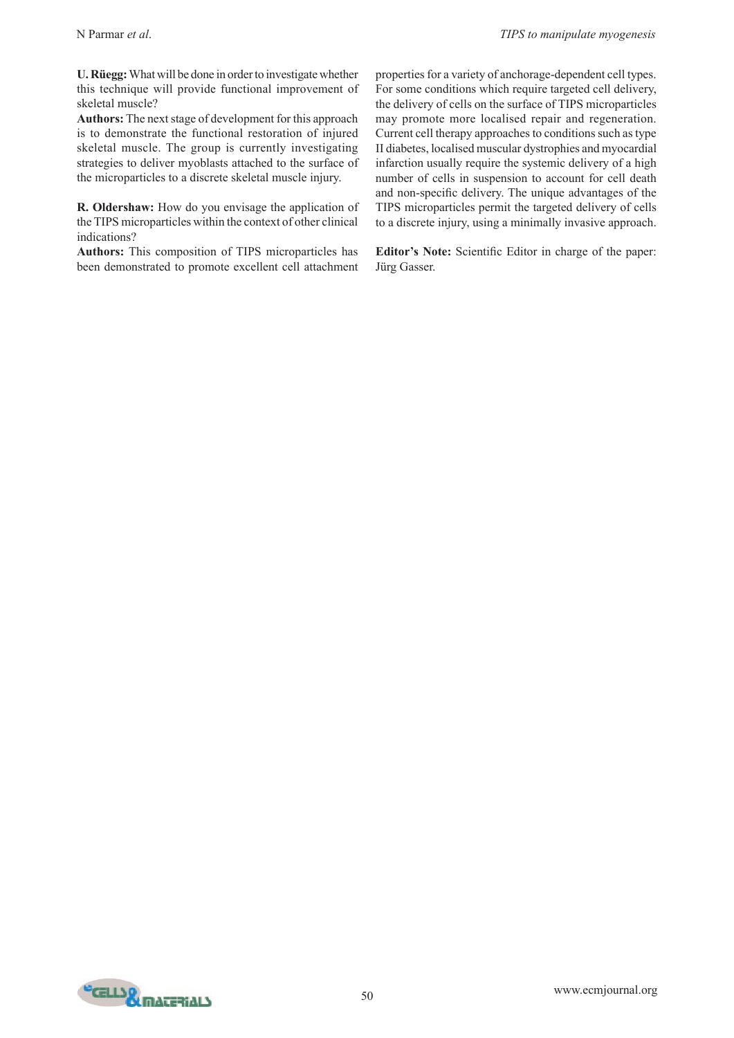**U. Rüegg:** What will be done in order to investigate whether this technique will provide functional improvement of skeletal muscle?

**Authors:** The next stage of development for this approach is to demonstrate the functional restoration of injured skeletal muscle. The group is currently investigating strategies to deliver myoblasts attached to the surface of the microparticles to a discrete skeletal muscle injury.

**R. Oldershaw:** How do you envisage the application of the TIPS microparticles within the context of other clinical indications?

**Authors:** This composition of TIPS microparticles has been demonstrated to promote excellent cell attachment properties for a variety of anchorage-dependent cell types. For some conditions which require targeted cell delivery, the delivery of cells on the surface of TIPS microparticles may promote more localised repair and regeneration. Current cell therapy approaches to conditions such as type II diabetes, localised muscular dystrophies and myocardial infarction usually require the systemic delivery of a high number of cells in suspension to account for cell death and non-specific delivery. The unique advantages of the TIPS microparticles permit the targeted delivery of cells to a discrete injury, using a minimally invasive approach.

**Editor's Note:** Scientific Editor in charge of the paper: Jürg Gasser.